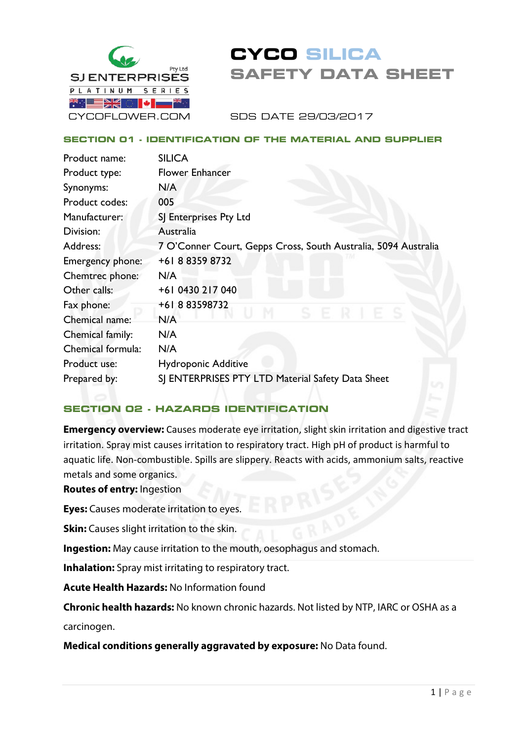SJ ENTERPRISES Pty Ltd
PLATINUM SERIES
CYCOFLOWER.COM

# CYCO SILICA SAFETY DATA SHEET

SDS DATE 29/03/2017

## SECTION 01 - IDENTIFICATION OF THE MATERIAL AND SUPPLIER

| | |
|---|---|
| Product name: | SILICA |
| Product type: | Flower Enhancer |
| Synonyms: | N/A |
| Product codes: | 005 |
| Manufacturer: | SJ Enterprises Pty Ltd |
| Division: | Australia |
| Address: | 7 O'Conner Court, Gepps Cross, South Australia, 5094 Australia |
| Emergency phone: | +61 8 8359 8732 |
| Chemtrec phone: | N/A |
| Other calls: | +61 0430 217 040 |
| Fax phone: | +61 8 83598732 |
| Chemical name: | N/A |
| Chemical family: | N/A |
| Chemical formula: | N/A |
| Product use: | Hydroponic Additive |
| Prepared by: | SJ ENTERPRISES PTY LTD Material Safety Data Sheet |

## SECTION 02 - HAZARDS IDENTIFICATION

**Emergency overview:** Causes moderate eye irritation, slight skin irritation and digestive tract irritation. Spray mist causes irritation to respiratory tract. High pH of product is harmful to aquatic life. Non-combustible. Spills are slippery. Reacts with acids, ammonium salts, reactive metals and some organics.

**Routes of entry:** Ingestion

**Eyes:** Causes moderate irritation to eyes.

**Skin:** Causes slight irritation to the skin.

**Ingestion:** May cause irritation to the mouth, oesophagus and stomach.

**Inhalation:** Spray mist irritating to respiratory tract.

**Acute Health Hazards:** No Information found

**Chronic health hazards:** No known chronic hazards. Not listed by NTP, IARC or OSHA as a carcinogen.

**Medical conditions generally aggravated by exposure:** No Data found.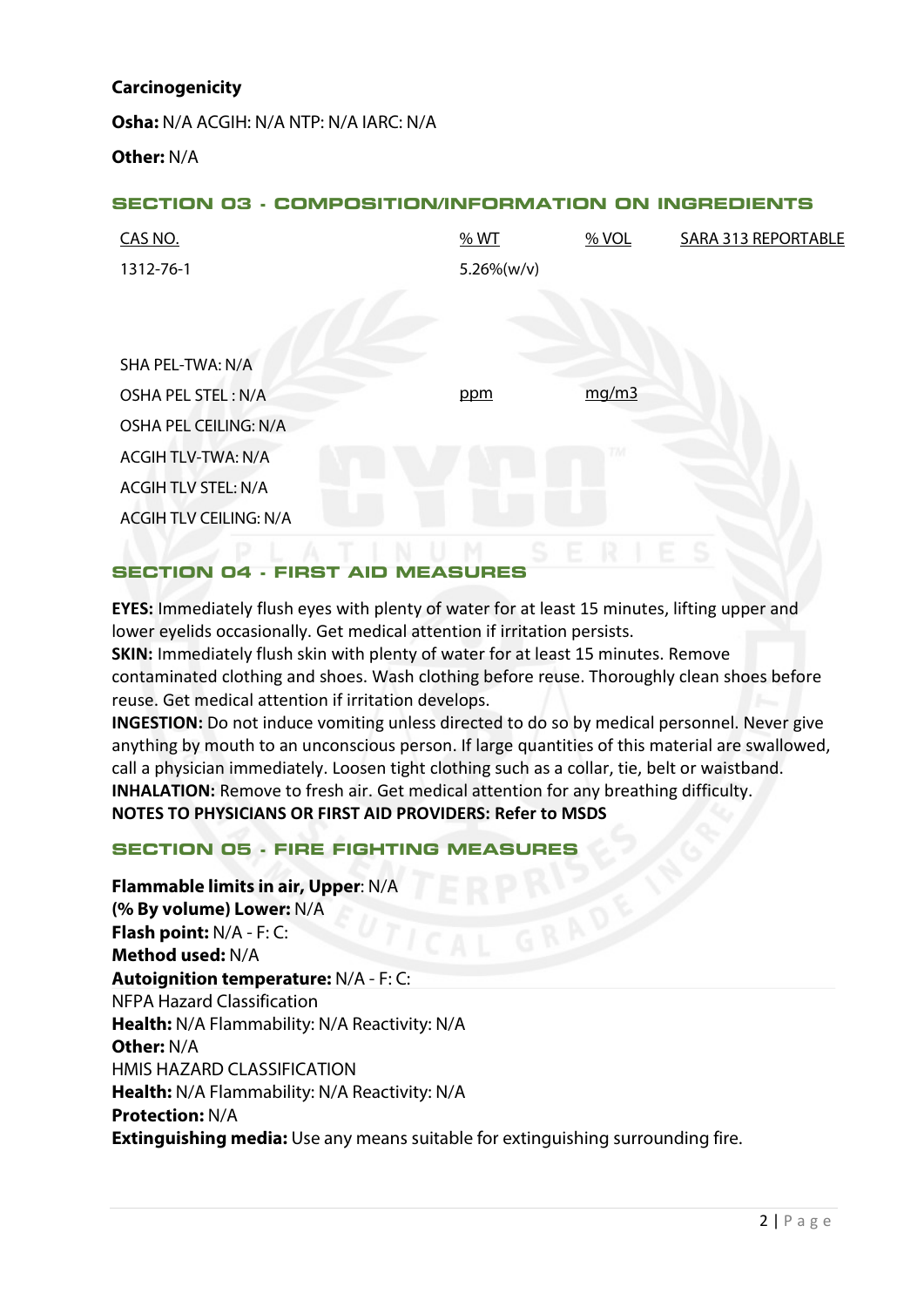**Carcinogenicity**

**Osha:** N/A ACGIH: N/A NTP: N/A IARC: N/A

**Other:** N/A

## SECTION 03 - COMPOSITION/INFORMATION ON INGREDIENTS

| CAS NO. | % WT | % VOL | SARA 313 REPORTABLE |
|---|---|---|---|
| 1312-76-1 | 5.26%(w/v) | | |

SHA PEL-TWA: N/A

| | ppm | mg/m3 |
|---|---|---|
| OSHA PEL STEL : N/A | | |
| OSHA PEL CEILING: N/A | | |
| ACGIH TLV-TWA: N/A | | |
| ACGIH TLV STEL: N/A | | |
| ACGIH TLV CEILING: N/A | | |

## SECTION 04 - FIRST AID MEASURES

**EYES:** Immediately flush eyes with plenty of water for at least 15 minutes, lifting upper and lower eyelids occasionally. Get medical attention if irritation persists.
**SKIN:** Immediately flush skin with plenty of water for at least 15 minutes. Remove contaminated clothing and shoes. Wash clothing before reuse. Thoroughly clean shoes before reuse. Get medical attention if irritation develops.
**INGESTION:** Do not induce vomiting unless directed to do so by medical personnel. Never give anything by mouth to an unconscious person. If large quantities of this material are swallowed, call a physician immediately. Loosen tight clothing such as a collar, tie, belt or waistband.
**INHALATION:** Remove to fresh air. Get medical attention for any breathing difficulty.
**NOTES TO PHYSICIANS OR FIRST AID PROVIDERS: Refer to MSDS**

## SECTION 05 - FIRE FIGHTING MEASURES

**Flammable limits in air, Upper**: N/A
**(% By volume) Lower:** N/A
**Flash point:** N/A - F: C:
**Method used:** N/A
**Autoignition temperature:** N/A - F: C:
NFPA Hazard Classification
**Health:** N/A Flammability: N/A Reactivity: N/A
**Other:** N/A
HMIS HAZARD CLASSIFICATION
**Health:** N/A Flammability: N/A Reactivity: N/A
**Protection:** N/A
**Extinguishing media:** Use any means suitable for extinguishing surrounding fire.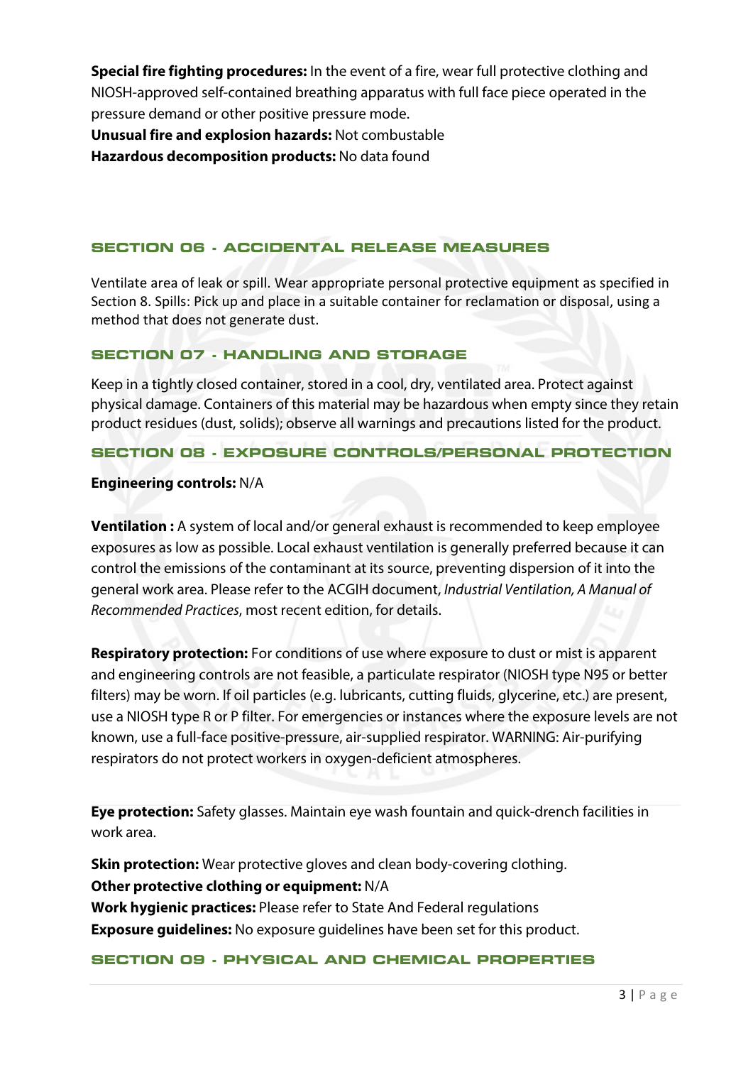**Special fire fighting procedures:** In the event of a fire, wear full protective clothing and NIOSH-approved self-contained breathing apparatus with full face piece operated in the pressure demand or other positive pressure mode.
**Unusual fire and explosion hazards:** Not combustible
**Hazardous decomposition products:** No data found

## SECTION 06 - ACCIDENTAL RELEASE MEASURES

Ventilate area of leak or spill. Wear appropriate personal protective equipment as specified in Section 8. Spills: Pick up and place in a suitable container for reclamation or disposal, using a method that does not generate dust.

## SECTION 07 - HANDLING AND STORAGE

Keep in a tightly closed container, stored in a cool, dry, ventilated area. Protect against physical damage. Containers of this material may be hazardous when empty since they retain product residues (dust, solids); observe all warnings and precautions listed for the product.

## SECTION 08 - EXPOSURE CONTROLS/PERSONAL PROTECTION

**Engineering controls:** N/A

**Ventilation :** A system of local and/or general exhaust is recommended to keep employee exposures as low as possible. Local exhaust ventilation is generally preferred because it can control the emissions of the contaminant at its source, preventing dispersion of it into the general work area. Please refer to the ACGIH document, *Industrial Ventilation, A Manual of Recommended Practices*, most recent edition, for details.

**Respiratory protection:** For conditions of use where exposure to dust or mist is apparent and engineering controls are not feasible, a particulate respirator (NIOSH type N95 or better filters) may be worn. If oil particles (e.g. lubricants, cutting fluids, glycerine, etc.) are present, use a NIOSH type R or P filter. For emergencies or instances where the exposure levels are not known, use a full-face positive-pressure, air-supplied respirator. WARNING: Air-purifying respirators do not protect workers in oxygen-deficient atmospheres.

**Eye protection:** Safety glasses. Maintain eye wash fountain and quick-drench facilities in work area.

**Skin protection:** Wear protective gloves and clean body-covering clothing.
**Other protective clothing or equipment:** N/A
**Work hygienic practices:** Please refer to State And Federal regulations
**Exposure guidelines:** No exposure guidelines have been set for this product.

## SECTION 09 - PHYSICAL AND CHEMICAL PROPERTIES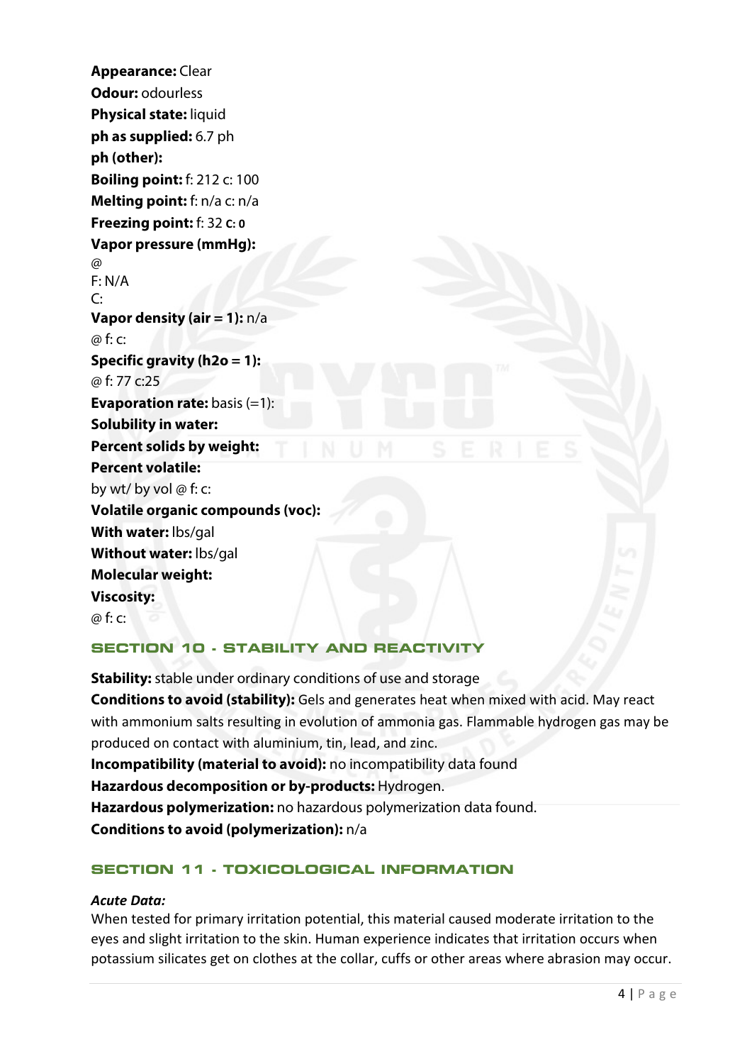**Appearance:** Clear
**Odour:** odourless
**Physical state:** liquid
**ph as supplied:** 6.7 ph
**ph (other):**
**Boiling point:** f: 212 c: 100
**Melting point:** f: n/a c: n/a
**Freezing point:** f: 32 **c: 0**
**Vapor pressure (mmHg):**
@
F: N/A
C:
**Vapor density (air = 1):** n/a
@ f: c:
**Specific gravity (h2o = 1):**
@ f: 77 c:25
**Evaporation rate:** basis (=1):
**Solubility in water:**
**Percent solids by weight:**
**Percent volatile:**
by wt/ by vol @ f: c:
**Volatile organic compounds (voc):**
**With water:** lbs/gal
**Without water:** lbs/gal
**Molecular weight:**
**Viscosity:**
@ f: c:

## SECTION 10 - STABILITY AND REACTIVITY

**Stability:** stable under ordinary conditions of use and storage
**Conditions to avoid (stability):** Gels and generates heat when mixed with acid. May react with ammonium salts resulting in evolution of ammonia gas. Flammable hydrogen gas may be produced on contact with aluminium, tin, lead, and zinc.
**Incompatibility (material to avoid):** no incompatibility data found
**Hazardous decomposition or by-products:** Hydrogen.
**Hazardous polymerization:** no hazardous polymerization data found.
**Conditions to avoid (polymerization):** n/a

## SECTION 11 - TOXICOLOGICAL INFORMATION

***Acute Data:***
When tested for primary irritation potential, this material caused moderate irritation to the eyes and slight irritation to the skin. Human experience indicates that irritation occurs when potassium silicates get on clothes at the collar, cuffs or other areas where abrasion may occur.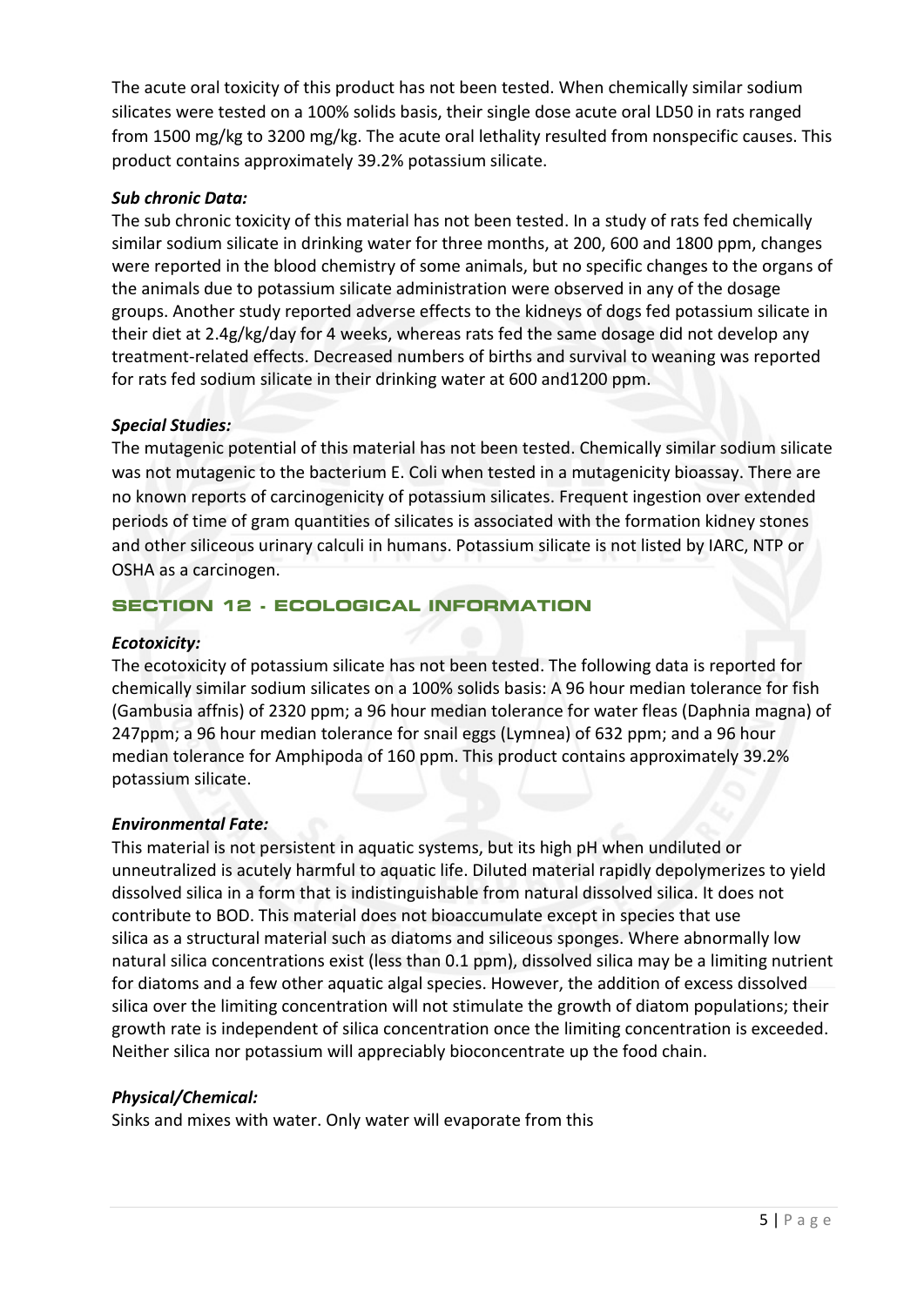The acute oral toxicity of this product has not been tested. When chemically similar sodium silicates were tested on a 100% solids basis, their single dose acute oral LD50 in rats ranged from 1500 mg/kg to 3200 mg/kg. The acute oral lethality resulted from nonspecific causes. This product contains approximately 39.2% potassium silicate.

***Sub chronic Data:***

The sub chronic toxicity of this material has not been tested. In a study of rats fed chemically similar sodium silicate in drinking water for three months, at 200, 600 and 1800 ppm, changes were reported in the blood chemistry of some animals, but no specific changes to the organs of the animals due to potassium silicate administration were observed in any of the dosage groups. Another study reported adverse effects to the kidneys of dogs fed potassium silicate in their diet at 2.4g/kg/day for 4 weeks, whereas rats fed the same dosage did not develop any treatment-related effects. Decreased numbers of births and survival to weaning was reported for rats fed sodium silicate in their drinking water at 600 and1200 ppm.

***Special Studies:***

The mutagenic potential of this material has not been tested. Chemically similar sodium silicate was not mutagenic to the bacterium E. Coli when tested in a mutagenicity bioassay. There are no known reports of carcinogenicity of potassium silicates. Frequent ingestion over extended periods of time of gram quantities of silicates is associated with the formation kidney stones and other siliceous urinary calculi in humans. Potassium silicate is not listed by IARC, NTP or OSHA as a carcinogen.

## SECTION 12 - ECOLOGICAL INFORMATION

***Ecotoxicity:***

The ecotoxicity of potassium silicate has not been tested. The following data is reported for chemically similar sodium silicates on a 100% solids basis: A 96 hour median tolerance for fish (Gambusia affnis) of 2320 ppm; a 96 hour median tolerance for water fleas (Daphnia magna) of 247ppm; a 96 hour median tolerance for snail eggs (Lymnea) of 632 ppm; and a 96 hour median tolerance for Amphipoda of 160 ppm. This product contains approximately 39.2% potassium silicate.

***Environmental Fate:***

This material is not persistent in aquatic systems, but its high pH when undiluted or unneutralized is acutely harmful to aquatic life. Diluted material rapidly depolymerizes to yield dissolved silica in a form that is indistinguishable from natural dissolved silica. It does not contribute to BOD. This material does not bioaccumulate except in species that use silica as a structural material such as diatoms and siliceous sponges. Where abnormally low natural silica concentrations exist (less than 0.1 ppm), dissolved silica may be a limiting nutrient for diatoms and a few other aquatic algal species. However, the addition of excess dissolved silica over the limiting concentration will not stimulate the growth of diatom populations; their growth rate is independent of silica concentration once the limiting concentration is exceeded. Neither silica nor potassium will appreciably bioconcentrate up the food chain.

***Physical/Chemical:***

Sinks and mixes with water. Only water will evaporate from this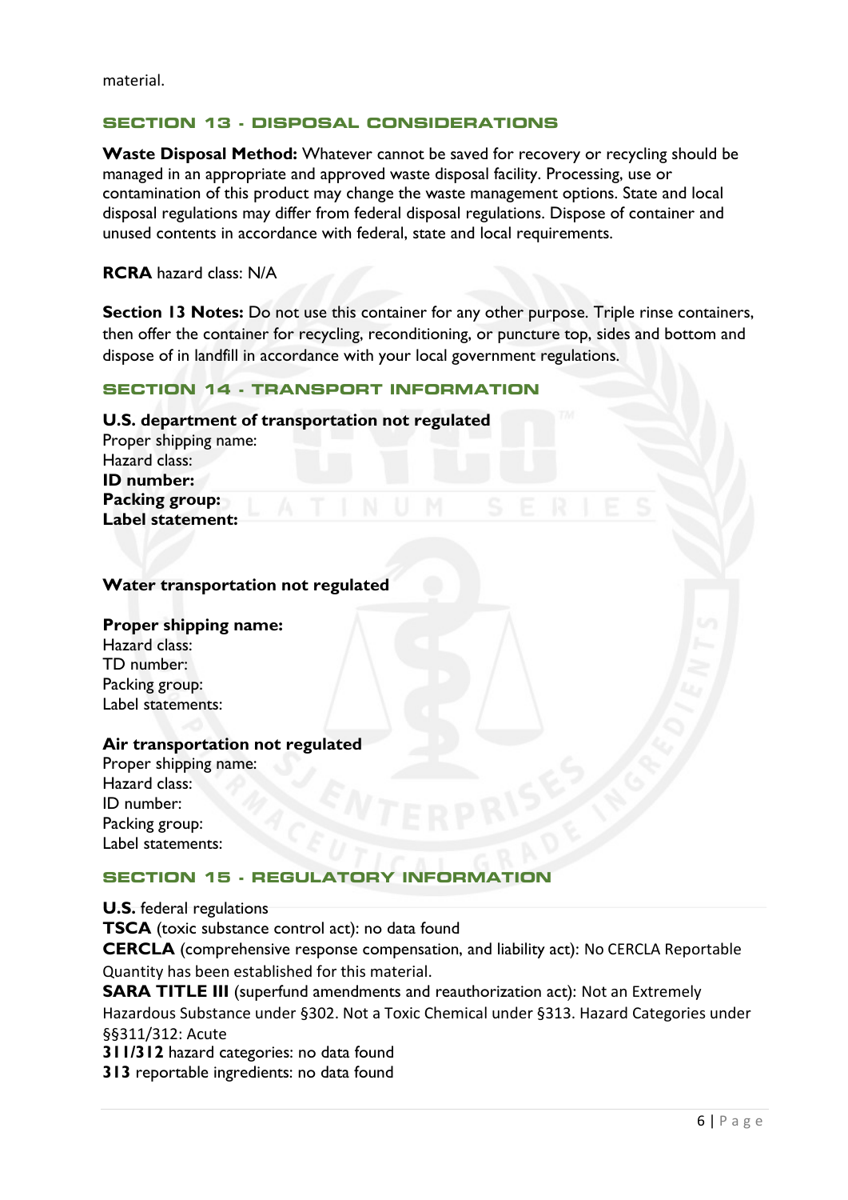material.

## SECTION 13 - DISPOSAL CONSIDERATIONS

**Waste Disposal Method:** Whatever cannot be saved for recovery or recycling should be managed in an appropriate and approved waste disposal facility. Processing, use or contamination of this product may change the waste management options. State and local disposal regulations may differ from federal disposal regulations. Dispose of container and unused contents in accordance with federal, state and local requirements.

**RCRA** hazard class: N/A

**Section 13 Notes:** Do not use this container for any other purpose. Triple rinse containers, then offer the container for recycling, reconditioning, or puncture top, sides and bottom and dispose of in landfill in accordance with your local government regulations.

## SECTION 14 - TRANSPORT INFORMATION

**U.S. department of transportation not regulated**
Proper shipping name:
Hazard class:
**ID number:**
**Packing group:**
**Label statement:**

**Water transportation not regulated**

**Proper shipping name:**
Hazard class:
TD number:
Packing group:
Label statements:

**Air transportation not regulated**
Proper shipping name:
Hazard class:
ID number:
Packing group:
Label statements:

## SECTION 15 - REGULATORY INFORMATION

**U.S.** federal regulations
**TSCA** (toxic substance control act): no data found
**CERCLA** (comprehensive response compensation, and liability act): No CERCLA Reportable Quantity has been established for this material.
**SARA TITLE III** (superfund amendments and reauthorization act): Not an Extremely Hazardous Substance under §302. Not a Toxic Chemical under §313. Hazard Categories under §§311/312: Acute
**311/312** hazard categories: no data found
**313** reportable ingredients: no data found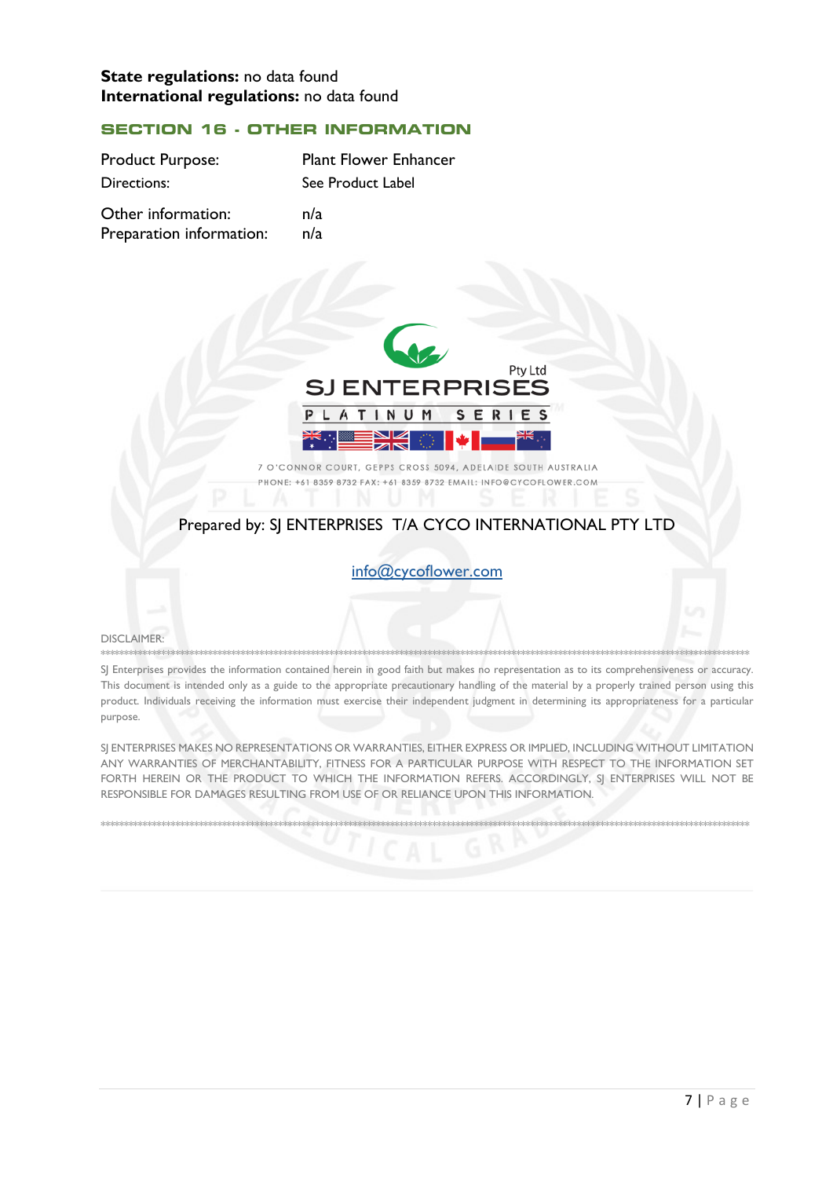**State regulations:** no data found
**International regulations:** no data found

## SECTION 16 - OTHER INFORMATION

| | |
|---|---|
| Product Purpose: | Plant Flower Enhancer |
| Directions: | See Product Label |
| Other information: | n/a |
| Preparation information: | n/a |

SJ ENTERPRISES Pty Ltd

PLATINUM SERIES

7 O'CONNOR COURT, GEPPS CROSS 5094, ADELAIDE SOUTH AUSTRALIA
PHONE: +61 8359 8732 FAX: +61 8359 8732 EMAIL: INFO@CYCOFLOWER.COM

Prepared by: SJ ENTERPRISES T/A CYCO INTERNATIONAL PTY LTD

info@cycoflower.com

DISCLAIMER:

SJ Enterprises provides the information contained herein in good faith but makes no representation as to its comprehensiveness or accuracy. This document is intended only as a guide to the appropriate precautionary handling of the material by a properly trained person using this product. Individuals receiving the information must exercise their independent judgment in determining its appropriateness for a particular purpose.

SJ ENTERPRISES MAKES NO REPRESENTATIONS OR WARRANTIES, EITHER EXPRESS OR IMPLIED, INCLUDING WITHOUT LIMITATION ANY WARRANTIES OF MERCHANTABILITY, FITNESS FOR A PARTICULAR PURPOSE WITH RESPECT TO THE INFORMATION SET FORTH HEREIN OR THE PRODUCT TO WHICH THE INFORMATION REFERS. ACCORDINGLY, SJ ENTERPRISES WILL NOT BE RESPONSIBLE FOR DAMAGES RESULTING FROM USE OF OR RELIANCE UPON THIS INFORMATION.